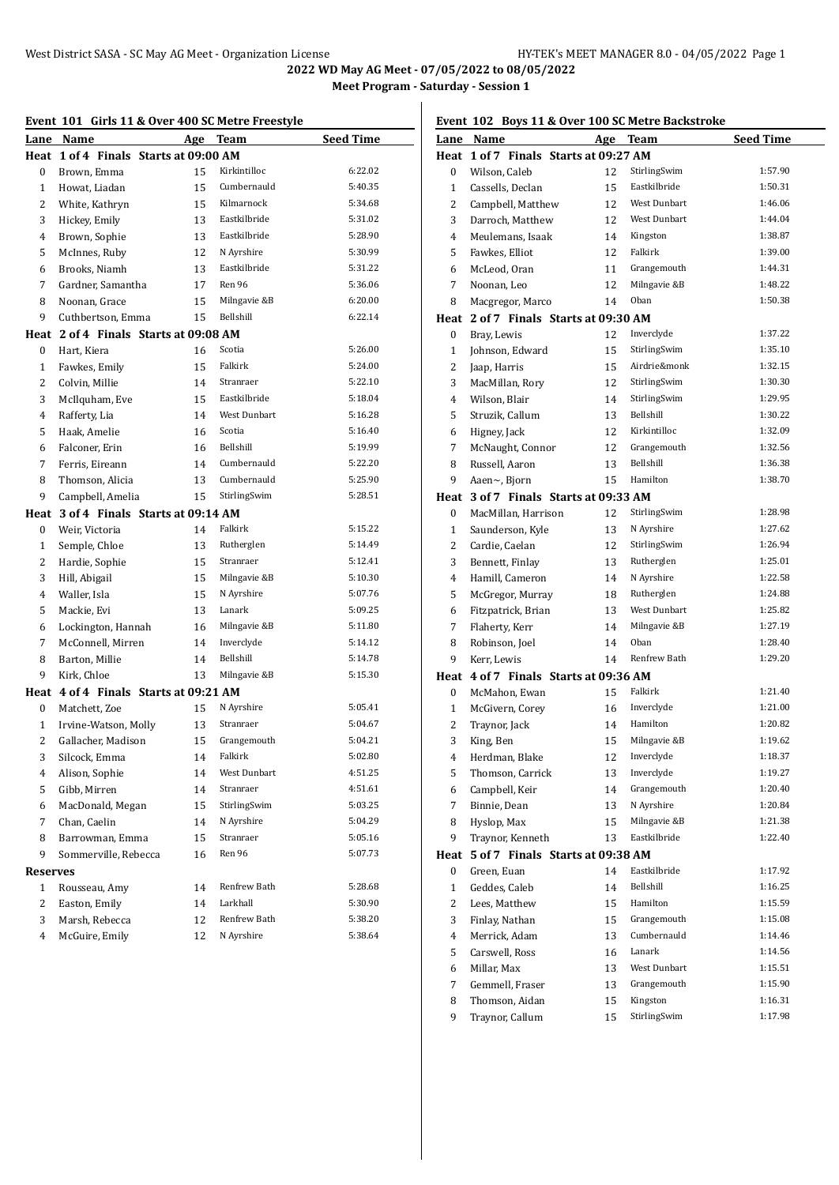West District SASA - SC May AG Meet - Organization License

**2022 WD May AG Meet - 07/05/2022 to 08/05/2022**

**Meet Program - Saturday - Session 1**

## Event 101 Girls 11 & Over 400 SC Metre Freestyle

| Lane | Name | Age | Team | Seed Time |
|---|---|---|---|---|
| **Heat 1 of 4 Finals Starts at 09:00 AM** | | | | |
| 0 | Brown, Emma | 15 | Kirkintilloc | 6:22.02 |
| 1 | Howat, Liadan | 15 | Cumbernauld | 5:40.35 |
| 2 | White, Kathryn | 15 | Kilmarnock | 5:34.68 |
| 3 | Hickey, Emily | 13 | Eastkilbride | 5:31.02 |
| 4 | Brown, Sophie | 13 | Eastkilbride | 5:28.90 |
| 5 | McInnes, Ruby | 12 | N Ayrshire | 5:30.99 |
| 6 | Brooks, Niamh | 13 | Eastkilbride | 5:31.22 |
| 7 | Gardner, Samantha | 17 | Ren 96 | 5:36.06 |
| 8 | Noonan, Grace | 15 | Milngavie &B | 6:20.00 |
| 9 | Cuthbertson, Emma | 15 | Bellshill | 6:22.14 |
| **Heat 2 of 4 Finals Starts at 09:08 AM** | | | | |
| 0 | Hart, Kiera | 16 | Scotia | 5:26.00 |
| 1 | Fawkes, Emily | 15 | Falkirk | 5:24.00 |
| 2 | Colvin, Millie | 14 | Stranraer | 5:22.10 |
| 3 | McIlquham, Eve | 15 | Eastkilbride | 5:18.04 |
| 4 | Rafferty, Lia | 14 | West Dunbart | 5:16.28 |
| 5 | Haak, Amelie | 16 | Scotia | 5:16.40 |
| 6 | Falconer, Erin | 16 | Bellshill | 5:19.99 |
| 7 | Ferris, Eireann | 14 | Cumbernauld | 5:22.20 |
| 8 | Thomson, Alicia | 13 | Cumbernauld | 5:25.90 |
| 9 | Campbell, Amelia | 15 | StirlingSwim | 5:28.51 |
| **Heat 3 of 4 Finals Starts at 09:14 AM** | | | | |
| 0 | Weir, Victoria | 14 | Falkirk | 5:15.22 |
| 1 | Semple, Chloe | 13 | Rutherglen | 5:14.49 |
| 2 | Hardie, Sophie | 15 | Stranraer | 5:12.41 |
| 3 | Hill, Abigail | 15 | Milngavie &B | 5:10.30 |
| 4 | Waller, Isla | 15 | N Ayrshire | 5:07.76 |
| 5 | Mackie, Evi | 13 | Lanark | 5:09.25 |
| 6 | Lockington, Hannah | 16 | Milngavie &B | 5:11.80 |
| 7 | McConnell, Mirren | 14 | Inverclyde | 5:14.12 |
| 8 | Barton, Millie | 14 | Bellshill | 5:14.78 |
| 9 | Kirk, Chloe | 13 | Milngavie &B | 5:15.30 |
| **Heat 4 of 4 Finals Starts at 09:21 AM** | | | | |
| 0 | Matchett, Zoe | 15 | N Ayrshire | 5:05.41 |
| 1 | Irvine-Watson, Molly | 13 | Stranraer | 5:04.67 |
| 2 | Gallacher, Madison | 15 | Grangemouth | 5:04.21 |
| 3 | Silcock, Emma | 14 | Falkirk | 5:02.80 |
| 4 | Alison, Sophie | 14 | West Dunbart | 4:51.25 |
| 5 | Gibb, Mirren | 14 | Stranraer | 4:51.61 |
| 6 | MacDonald, Megan | 15 | StirlingSwim | 5:03.25 |
| 7 | Chan, Caelin | 14 | N Ayrshire | 5:04.29 |
| 8 | Barrowman, Emma | 15 | Stranraer | 5:05.16 |
| 9 | Sommerville, Rebecca | 16 | Ren 96 | 5:07.73 |
| **Reserves** | | | | |
| 1 | Rousseau, Amy | 14 | Renfrew Bath | 5:28.68 |
| 2 | Easton, Emily | 14 | Larkhall | 5:30.90 |
| 3 | Marsh, Rebecca | 12 | Renfrew Bath | 5:38.20 |
| 4 | McGuire, Emily | 12 | N Ayrshire | 5:38.64 |

## Event 102 Boys 11 & Over 100 SC Metre Backstroke

| Lane | Name | Age | Team | Seed Time |
|---|---|---|---|---|
| **Heat 1 of 7 Finals Starts at 09:27 AM** | | | | |
| 0 | Wilson, Caleb | 12 | StirlingSwim | 1:57.90 |
| 1 | Cassells, Declan | 15 | Eastkilbride | 1:50.31 |
| 2 | Campbell, Matthew | 12 | West Dunbart | 1:46.06 |
| 3 | Darroch, Matthew | 12 | West Dunbart | 1:44.04 |
| 4 | Meulemans, Isaak | 14 | Kingston | 1:38.87 |
| 5 | Fawkes, Elliot | 12 | Falkirk | 1:39.00 |
| 6 | McLeod, Oran | 11 | Grangemouth | 1:44.31 |
| 7 | Noonan, Leo | 12 | Milngavie &B | 1:48.22 |
| 8 | Macgregor, Marco | 14 | Oban | 1:50.38 |
| **Heat 2 of 7 Finals Starts at 09:30 AM** | | | | |
| 0 | Bray, Lewis | 12 | Inverclyde | 1:37.22 |
| 1 | Johnson, Edward | 15 | StirlingSwim | 1:35.10 |
| 2 | Jaap, Harris | 15 | Airdrie&monk | 1:32.15 |
| 3 | MacMillan, Rory | 12 | StirlingSwim | 1:30.30 |
| 4 | Wilson, Blair | 14 | StirlingSwim | 1:29.95 |
| 5 | Struzik, Callum | 13 | Bellshill | 1:30.22 |
| 6 | Higney, Jack | 12 | Kirkintilloc | 1:32.09 |
| 7 | McNaught, Connor | 12 | Grangemouth | 1:32.56 |
| 8 | Russell, Aaron | 13 | Bellshill | 1:36.38 |
| 9 | Aaen~, Bjorn | 15 | Hamilton | 1:38.70 |
| **Heat 3 of 7 Finals Starts at 09:33 AM** | | | | |
| 0 | MacMillan, Harrison | 12 | StirlingSwim | 1:28.98 |
| 1 | Saunderson, Kyle | 13 | N Ayrshire | 1:27.62 |
| 2 | Cardie, Caelan | 12 | StirlingSwim | 1:26.94 |
| 3 | Bennett, Finlay | 13 | Rutherglen | 1:25.01 |
| 4 | Hamill, Cameron | 14 | N Ayrshire | 1:22.58 |
| 5 | McGregor, Murray | 18 | Rutherglen | 1:24.88 |
| 6 | Fitzpatrick, Brian | 13 | West Dunbart | 1:25.82 |
| 7 | Flaherty, Kerr | 14 | Milngavie &B | 1:27.19 |
| 8 | Robinson, Joel | 14 | Oban | 1:28.40 |
| 9 | Kerr, Lewis | 14 | Renfrew Bath | 1:29.20 |
| **Heat 4 of 7 Finals Starts at 09:36 AM** | | | | |
| 0 | McMahon, Ewan | 15 | Falkirk | 1:21.40 |
| 1 | McGivern, Corey | 16 | Inverclyde | 1:21.00 |
| 2 | Traynor, Jack | 14 | Hamilton | 1:20.82 |
| 3 | King, Ben | 15 | Milngavie &B | 1:19.62 |
| 4 | Herdman, Blake | 12 | Inverclyde | 1:18.37 |
| 5 | Thomson, Carrick | 13 | Inverclyde | 1:19.27 |
| 6 | Campbell, Keir | 14 | Grangemouth | 1:20.40 |
| 7 | Binnie, Dean | 13 | N Ayrshire | 1:20.84 |
| 8 | Hyslop, Max | 15 | Milngavie &B | 1:21.38 |
| 9 | Traynor, Kenneth | 13 | Eastkilbride | 1:22.40 |
| **Heat 5 of 7 Finals Starts at 09:38 AM** | | | | |
| 0 | Green, Euan | 14 | Eastkilbride | 1:17.92 |
| 1 | Geddes, Caleb | 14 | Bellshill | 1:16.25 |
| 2 | Lees, Matthew | 15 | Hamilton | 1:15.59 |
| 3 | Finlay, Nathan | 15 | Grangemouth | 1:15.08 |
| 4 | Merrick, Adam | 13 | Cumbernauld | 1:14.46 |
| 5 | Carswell, Ross | 16 | Lanark | 1:14.56 |
| 6 | Millar, Max | 13 | West Dunbart | 1:15.51 |
| 7 | Gemmell, Fraser | 13 | Grangemouth | 1:15.90 |
| 8 | Thomson, Aidan | 15 | Kingston | 1:16.31 |
| 9 | Traynor, Callum | 15 | StirlingSwim | 1:17.98 |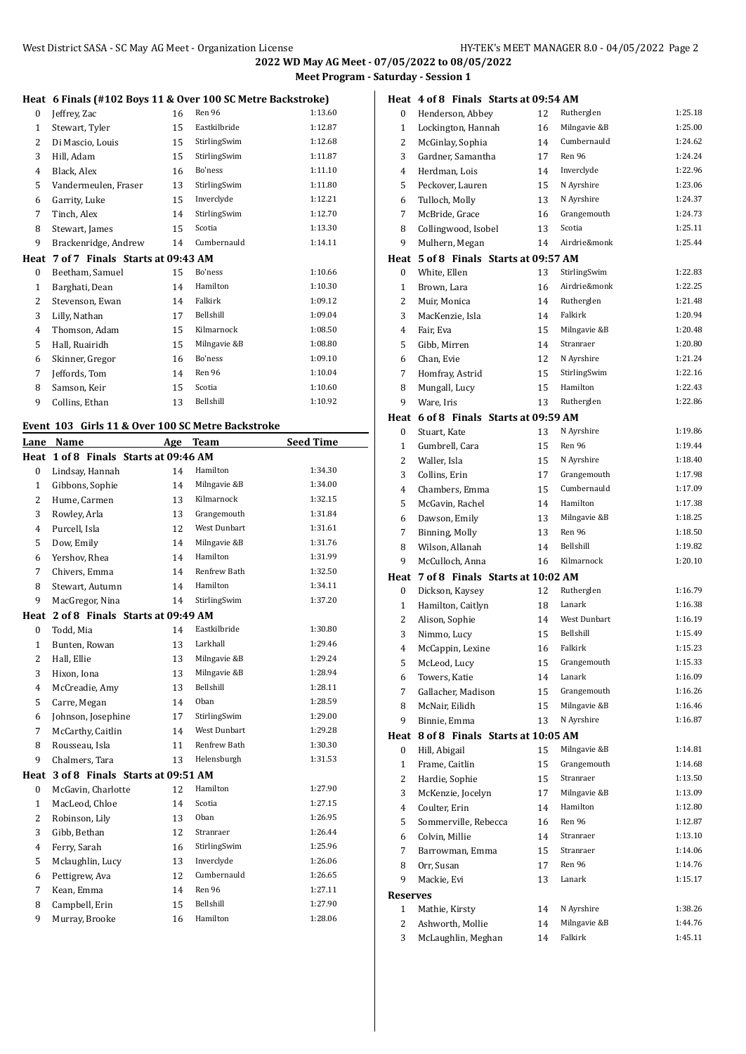**2022 WD May AG Meet - 07/05/2022 to 08/05/2022**

**Meet Program - Saturday - Session 1**

**Heat 6 Finals (#102 Boys 11 & Over 100 SC Metre Backstroke)**

| Lane | Name | Age | Team | Seed Time |
|---|---|---|---|---|
| 0 | Jeffrey, Zac | 16 | Ren 96 | 1:13.60 |
| 1 | Stewart, Tyler | 15 | Eastkilbride | 1:12.87 |
| 2 | Di Mascio, Louis | 15 | StirlingSwim | 1:12.68 |
| 3 | Hill, Adam | 15 | StirlingSwim | 1:11.87 |
| 4 | Black, Alex | 16 | Bo'ness | 1:11.10 |
| 5 | Vandermeulen, Fraser | 13 | StirlingSwim | 1:11.80 |
| 6 | Garrity, Luke | 15 | Inverclyde | 1:12.21 |
| 7 | Tinch, Alex | 14 | StirlingSwim | 1:12.70 |
| 8 | Stewart, James | 15 | Scotia | 1:13.30 |
| 9 | Brackenridge, Andrew | 14 | Cumbernauld | 1:14.11 |

**Heat 7 of 7 Finals Starts at 09:43 AM**

| Lane | Name | Age | Team | Seed Time |
|---|---|---|---|---|
| 0 | Beetham, Samuel | 15 | Bo'ness | 1:10.66 |
| 1 | Barghati, Dean | 14 | Hamilton | 1:10.30 |
| 2 | Stevenson, Ewan | 14 | Falkirk | 1:09.12 |
| 3 | Lilly, Nathan | 17 | Bellshill | 1:09.04 |
| 4 | Thomson, Adam | 15 | Kilmarnock | 1:08.50 |
| 5 | Hall, Ruairidh | 15 | Milngavie &B | 1:08.80 |
| 6 | Skinner, Gregor | 16 | Bo'ness | 1:09.10 |
| 7 | Jeffords, Tom | 14 | Ren 96 | 1:10.04 |
| 8 | Samson, Keir | 15 | Scotia | 1:10.60 |
| 9 | Collins, Ethan | 13 | Bellshill | 1:10.92 |

## Event 103 Girls 11 & Over 100 SC Metre Backstroke

**Heat 1 of 8 Finals Starts at 09:46 AM**

| Lane | Name | Age | Team | Seed Time |
|---|---|---|---|---|
| 0 | Lindsay, Hannah | 14 | Hamilton | 1:34.30 |
| 1 | Gibbons, Sophie | 14 | Milngavie &B | 1:34.00 |
| 2 | Hume, Carmen | 13 | Kilmarnock | 1:32.15 |
| 3 | Rowley, Arla | 13 | Grangemouth | 1:31.84 |
| 4 | Purcell, Isla | 12 | West Dunbart | 1:31.61 |
| 5 | Dow, Emily | 14 | Milngavie &B | 1:31.76 |
| 6 | Yershov, Rhea | 14 | Hamilton | 1:31.99 |
| 7 | Chivers, Emma | 14 | Renfrew Bath | 1:32.50 |
| 8 | Stewart, Autumn | 14 | Hamilton | 1:34.11 |
| 9 | MacGregor, Nina | 14 | StirlingSwim | 1:37.20 |

**Heat 2 of 8 Finals Starts at 09:49 AM**

| Lane | Name | Age | Team | Seed Time |
|---|---|---|---|---|
| 0 | Todd, Mia | 14 | Eastkilbride | 1:30.80 |
| 1 | Bunten, Rowan | 13 | Larkhall | 1:29.46 |
| 2 | Hall, Ellie | 13 | Milngavie &B | 1:29.24 |
| 3 | Hixon, Iona | 13 | Milngavie &B | 1:28.94 |
| 4 | McCreadie, Amy | 13 | Bellshill | 1:28.11 |
| 5 | Carre, Megan | 14 | Oban | 1:28.59 |
| 6 | Johnson, Josephine | 17 | StirlingSwim | 1:29.00 |
| 7 | McCarthy, Caitlin | 14 | West Dunbart | 1:29.28 |
| 8 | Rousseau, Isla | 11 | Renfrew Bath | 1:30.30 |
| 9 | Chalmers, Tara | 13 | Helensburgh | 1:31.53 |

**Heat 3 of 8 Finals Starts at 09:51 AM**

| Lane | Name | Age | Team | Seed Time |
|---|---|---|---|---|
| 0 | McGavin, Charlotte | 12 | Hamilton | 1:27.90 |
| 1 | MacLeod, Chloe | 14 | Scotia | 1:27.15 |
| 2 | Robinson, Lily | 13 | Oban | 1:26.95 |
| 3 | Gibb, Bethan | 12 | Stranraer | 1:26.44 |
| 4 | Ferry, Sarah | 16 | StirlingSwim | 1:25.96 |
| 5 | Mclaughlin, Lucy | 13 | Inverclyde | 1:26.06 |
| 6 | Pettigrew, Ava | 12 | Cumbernauld | 1:26.65 |
| 7 | Kean, Emma | 14 | Ren 96 | 1:27.11 |
| 8 | Campbell, Erin | 15 | Bellshill | 1:27.90 |
| 9 | Murray, Brooke | 16 | Hamilton | 1:28.06 |

**Heat 4 of 8 Finals Starts at 09:54 AM**

| Lane | Name | Age | Team | Seed Time |
|---|---|---|---|---|
| 0 | Henderson, Abbey | 12 | Rutherglen | 1:25.18 |
| 1 | Lockington, Hannah | 16 | Milngavie &B | 1:25.00 |
| 2 | McGinlay, Sophia | 14 | Cumbernauld | 1:24.62 |
| 3 | Gardner, Samantha | 17 | Ren 96 | 1:24.24 |
| 4 | Herdman, Lois | 14 | Inverclyde | 1:22.96 |
| 5 | Peckover, Lauren | 15 | N Ayrshire | 1:23.06 |
| 6 | Tulloch, Molly | 13 | N Ayrshire | 1:24.37 |
| 7 | McBride, Grace | 16 | Grangemouth | 1:24.73 |
| 8 | Collingwood, Isobel | 13 | Scotia | 1:25.11 |
| 9 | Mulhern, Megan | 14 | Airdrie&monk | 1:25.44 |

**Heat 5 of 8 Finals Starts at 09:57 AM**

| Lane | Name | Age | Team | Seed Time |
|---|---|---|---|---|
| 0 | White, Ellen | 13 | StirlingSwim | 1:22.83 |
| 1 | Brown, Lara | 16 | Airdrie&monk | 1:22.25 |
| 2 | Muir, Monica | 14 | Rutherglen | 1:21.48 |
| 3 | MacKenzie, Isla | 14 | Falkirk | 1:20.94 |
| 4 | Fair, Eva | 15 | Milngavie &B | 1:20.48 |
| 5 | Gibb, Mirren | 14 | Stranraer | 1:20.80 |
| 6 | Chan, Evie | 12 | N Ayrshire | 1:21.24 |
| 7 | Homfray, Astrid | 15 | StirlingSwim | 1:22.16 |
| 8 | Mungall, Lucy | 15 | Hamilton | 1:22.43 |
| 9 | Ware, Iris | 13 | Rutherglen | 1:22.86 |

**Heat 6 of 8 Finals Starts at 09:59 AM**

| Lane | Name | Age | Team | Seed Time |
|---|---|---|---|---|
| 0 | Stuart, Kate | 13 | N Ayrshire | 1:19.86 |
| 1 | Gumbrell, Cara | 15 | Ren 96 | 1:19.44 |
| 2 | Waller, Isla | 15 | N Ayrshire | 1:18.40 |
| 3 | Collins, Erin | 17 | Grangemouth | 1:17.98 |
| 4 | Chambers, Emma | 15 | Cumbernauld | 1:17.09 |
| 5 | McGavin, Rachel | 14 | Hamilton | 1:17.38 |
| 6 | Dawson, Emily | 13 | Milngavie &B | 1:18.25 |
| 7 | Binning, Molly | 13 | Ren 96 | 1:18.50 |
| 8 | Wilson, Allanah | 14 | Bellshill | 1:19.82 |
| 9 | McCulloch, Anna | 16 | Kilmarnock | 1:20.10 |

**Heat 7 of 8 Finals Starts at 10:02 AM**

| Lane | Name | Age | Team | Seed Time |
|---|---|---|---|---|
| 0 | Dickson, Kaysey | 12 | Rutherglen | 1:16.79 |
| 1 | Hamilton, Caitlyn | 18 | Lanark | 1:16.38 |
| 2 | Alison, Sophie | 14 | West Dunbart | 1:16.19 |
| 3 | Nimmo, Lucy | 15 | Bellshill | 1:15.49 |
| 4 | McCappin, Lexine | 16 | Falkirk | 1:15.23 |
| 5 | McLeod, Lucy | 15 | Grangemouth | 1:15.33 |
| 6 | Towers, Katie | 14 | Lanark | 1:16.09 |
| 7 | Gallacher, Madison | 15 | Grangemouth | 1:16.26 |
| 8 | McNair, Eilidh | 15 | Milngavie &B | 1:16.46 |
| 9 | Binnie, Emma | 13 | N Ayrshire | 1:16.87 |

**Heat 8 of 8 Finals Starts at 10:05 AM**

| Lane | Name | Age | Team | Seed Time |
|---|---|---|---|---|
| 0 | Hill, Abigail | 15 | Milngavie &B | 1:14.81 |
| 1 | Frame, Caitlin | 15 | Grangemouth | 1:14.68 |
| 2 | Hardie, Sophie | 15 | Stranraer | 1:13.50 |
| 3 | McKenzie, Jocelyn | 17 | Milngavie &B | 1:13.09 |
| 4 | Coulter, Erin | 14 | Hamilton | 1:12.80 |
| 5 | Sommerville, Rebecca | 16 | Ren 96 | 1:12.87 |
| 6 | Colvin, Millie | 14 | Stranraer | 1:13.10 |
| 7 | Barrowman, Emma | 15 | Stranraer | 1:14.06 |
| 8 | Orr, Susan | 17 | Ren 96 | 1:14.76 |
| 9 | Mackie, Evi | 13 | Lanark | 1:15.17 |

**Reserves**

| | Name | Age | Team | Seed Time |
|---|---|---|---|---|
| 1 | Mathie, Kirsty | 14 | N Ayrshire | 1:38.26 |
| 2 | Ashworth, Mollie | 14 | Milngavie &B | 1:44.76 |
| 3 | McLaughlin, Meghan | 14 | Falkirk | 1:45.11 |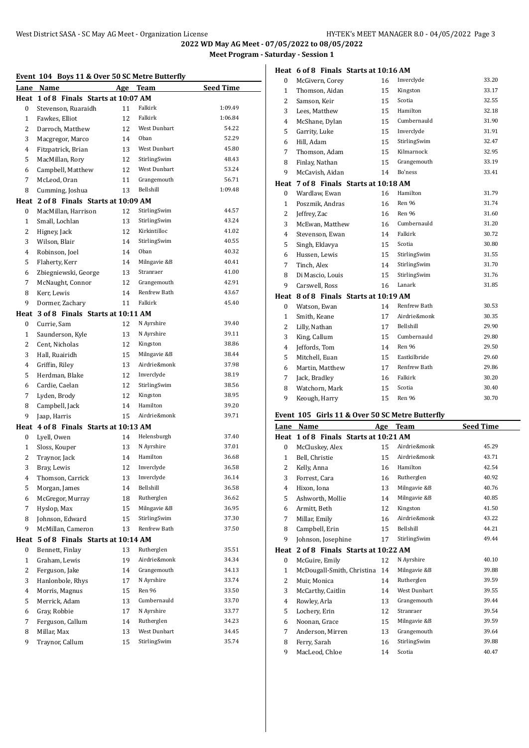**2022 WD May AG Meet - 07/05/2022 to 08/05/2022**

**Meet Program - Saturday - Session 1**

## Event 104 Boys 11 & Over 50 SC Metre Butterfly

| Lane | Name | Age | Team | Seed Time |
|---|---|---|---|---|
| **Heat 1 of 8 Finals Starts at 10:07 AM** | | | | |
| 0 | Stevenson, Ruaraidh | 11 | Falkirk | 1:09.49 |
| 1 | Fawkes, Elliot | 12 | Falkirk | 1:06.84 |
| 2 | Darroch, Matthew | 12 | West Dunbart | 54.22 |
| 3 | Macgregor, Marco | 14 | Oban | 52.29 |
| 4 | Fitzpatrick, Brian | 13 | West Dunbart | 45.80 |
| 5 | MacMillan, Rory | 12 | StirlingSwim | 48.43 |
| 6 | Campbell, Matthew | 12 | West Dunbart | 53.24 |
| 7 | McLeod, Oran | 11 | Grangemouth | 56.71 |
| 8 | Cumming, Joshua | 13 | Bellshill | 1:09.48 |
| **Heat 2 of 8 Finals Starts at 10:09 AM** | | | | |
| 0 | MacMillan, Harrison | 12 | StirlingSwim | 44.57 |
| 1 | Small, Lochlan | 13 | StirlingSwim | 43.24 |
| 2 | Higney, Jack | 12 | Kirkintilloc | 41.02 |
| 3 | Wilson, Blair | 14 | StirlingSwim | 40.55 |
| 4 | Robinson, Joel | 14 | Oban | 40.32 |
| 5 | Flaherty, Kerr | 14 | Milngavie &B | 40.41 |
| 6 | Zbiegniewski, George | 13 | Stranraer | 41.00 |
| 7 | McNaught, Connor | 12 | Grangemouth | 42.91 |
| 8 | Kerr, Lewis | 14 | Renfrew Bath | 43.67 |
| 9 | Dormer, Zachary | 11 | Falkirk | 45.40 |
| **Heat 3 of 8 Finals Starts at 10:11 AM** | | | | |
| 0 | Currie, Sam | 12 | N Ayrshire | 39.40 |
| 1 | Saunderson, Kyle | 13 | N Ayrshire | 39.11 |
| 2 | Cent, Nicholas | 12 | Kingston | 38.86 |
| 3 | Hall, Ruairidh | 15 | Milngavie &B | 38.44 |
| 4 | Griffin, Riley | 13 | Airdrie&monk | 37.98 |
| 5 | Herdman, Blake | 12 | Inverclyde | 38.19 |
| 6 | Cardie, Caelan | 12 | StirlingSwim | 38.56 |
| 7 | Lyden, Brody | 12 | Kingston | 38.95 |
| 8 | Campbell, Jack | 14 | Hamilton | 39.20 |
| 9 | Jaap, Harris | 15 | Airdrie&monk | 39.71 |
| **Heat 4 of 8 Finals Starts at 10:13 AM** | | | | |
| 0 | Lyell, Owen | 14 | Helensburgh | 37.40 |
| 1 | Sloss, Kouper | 13 | N Ayrshire | 37.01 |
| 2 | Traynor, Jack | 14 | Hamilton | 36.68 |
| 3 | Bray, Lewis | 12 | Inverclyde | 36.58 |
| 4 | Thomson, Carrick | 13 | Inverclyde | 36.14 |
| 5 | Morgan, James | 14 | Bellshill | 36.58 |
| 6 | McGregor, Murray | 18 | Rutherglen | 36.62 |
| 7 | Hyslop, Max | 15 | Milngavie &B | 36.95 |
| 8 | Johnson, Edward | 15 | StirlingSwim | 37.30 |
| 9 | McMillan, Cameron | 13 | Renfrew Bath | 37.50 |
| **Heat 5 of 8 Finals Starts at 10:14 AM** | | | | |
| 0 | Bennett, Finlay | 13 | Rutherglen | 35.51 |
| 1 | Graham, Lewis | 19 | Airdrie&monk | 34.34 |
| 2 | Ferguson, Jake | 14 | Grangemouth | 34.13 |
| 3 | Hanlonbole, Rhys | 17 | N Ayrshire | 33.74 |
| 4 | Morris, Magnus | 15 | Ren 96 | 33.50 |
| 5 | Merrick, Adam | 13 | Cumbernauld | 33.70 |
| 6 | Gray, Robbie | 17 | N Ayrshire | 33.77 |
| 7 | Ferguson, Callum | 14 | Rutherglen | 34.23 |
| 8 | Millar, Max | 13 | West Dunbart | 34.45 |
| 9 | Traynor, Callum | 15 | StirlingSwim | 35.74 |
| **Heat 6 of 8 Finals Starts at 10:16 AM** | | | | |
| 0 | McGivern, Corey | 16 | Inverclyde | 33.20 |
| 1 | Thomson, Aidan | 15 | Kingston | 33.17 |
| 2 | Samson, Keir | 15 | Scotia | 32.55 |
| 3 | Lees, Matthew | 15 | Hamilton | 32.18 |
| 4 | McShane, Dylan | 15 | Cumbernauld | 31.90 |
| 5 | Garrity, Luke | 15 | Inverclyde | 31.91 |
| 6 | Hill, Adam | 15 | StirlingSwim | 32.47 |
| 7 | Thomson, Adam | 15 | Kilmarnock | 32.95 |
| 8 | Finlay, Nathan | 15 | Grangemouth | 33.19 |
| 9 | McCavish, Aidan | 14 | Bo'ness | 33.41 |
| **Heat 7 of 8 Finals Starts at 10:18 AM** | | | | |
| 0 | Wardlaw, Ewan | 16 | Hamilton | 31.79 |
| 1 | Poszmik, Andras | 16 | Ren 96 | 31.74 |
| 2 | Jeffrey, Zac | 16 | Ren 96 | 31.60 |
| 3 | McEwan, Matthew | 16 | Cumbernauld | 31.20 |
| 4 | Stevenson, Ewan | 14 | Falkirk | 30.72 |
| 5 | Singh, Eklavya | 15 | Scotia | 30.80 |
| 6 | Hussen, Lewis | 15 | StirlingSwim | 31.55 |
| 7 | Tinch, Alex | 14 | StirlingSwim | 31.70 |
| 8 | Di Mascio, Louis | 15 | StirlingSwim | 31.76 |
| 9 | Carswell, Ross | 16 | Lanark | 31.85 |
| **Heat 8 of 8 Finals Starts at 10:19 AM** | | | | |
| 0 | Watson, Ewan | 14 | Renfrew Bath | 30.53 |
| 1 | Smith, Keane | 17 | Airdrie&monk | 30.35 |
| 2 | Lilly, Nathan | 17 | Bellshill | 29.90 |
| 3 | King, Callum | 15 | Cumbernauld | 29.80 |
| 4 | Jeffords, Tom | 14 | Ren 96 | 29.50 |
| 5 | Mitchell, Euan | 15 | Eastkilbride | 29.60 |
| 6 | Martin, Matthew | 17 | Renfrew Bath | 29.86 |
| 7 | Jack, Bradley | 16 | Falkirk | 30.20 |
| 8 | Watchorn, Mark | 15 | Scotia | 30.40 |
| 9 | Keough, Harry | 15 | Ren 96 | 30.70 |

## Event 105 Girls 11 & Over 50 SC Metre Butterfly

| Lane | Name | Age | Team | Seed Time |
|---|---|---|---|---|
| **Heat 1 of 8 Finals Starts at 10:21 AM** | | | | |
| 0 | McCluskey, Alex | 15 | Airdrie&monk | 45.29 |
| 1 | Bell, Christie | 15 | Airdrie&monk | 43.71 |
| 2 | Kelly, Anna | 16 | Hamilton | 42.54 |
| 3 | Forrest, Cara | 16 | Rutherglen | 40.92 |
| 4 | Hixon, Iona | 13 | Milngavie &B | 40.76 |
| 5 | Ashworth, Mollie | 14 | Milngavie &B | 40.85 |
| 6 | Armitt, Beth | 12 | Kingston | 41.50 |
| 7 | Millar, Emily | 16 | Airdrie&monk | 43.22 |
| 8 | Campbell, Erin | 15 | Bellshill | 44.21 |
| 9 | Johnson, Josephine | 17 | StirlingSwim | 49.44 |
| **Heat 2 of 8 Finals Starts at 10:22 AM** | | | | |
| 0 | McGuire, Emily | 12 | N Ayrshire | 40.10 |
| 1 | McDougall-Smith, Christina | 14 | Milngavie &B | 39.88 |
| 2 | Muir, Monica | 14 | Rutherglen | 39.59 |
| 3 | McCarthy, Caitlin | 14 | West Dunbart | 39.55 |
| 4 | Rowley, Arla | 13 | Grangemouth | 39.44 |
| 5 | Lochery, Erin | 12 | Stranraer | 39.54 |
| 6 | Noonan, Grace | 15 | Milngavie &B | 39.59 |
| 7 | Anderson, Mirren | 13 | Grangemouth | 39.64 |
| 8 | Ferry, Sarah | 16 | StirlingSwim | 39.88 |
| 9 | MacLeod, Chloe | 14 | Scotia | 40.47 |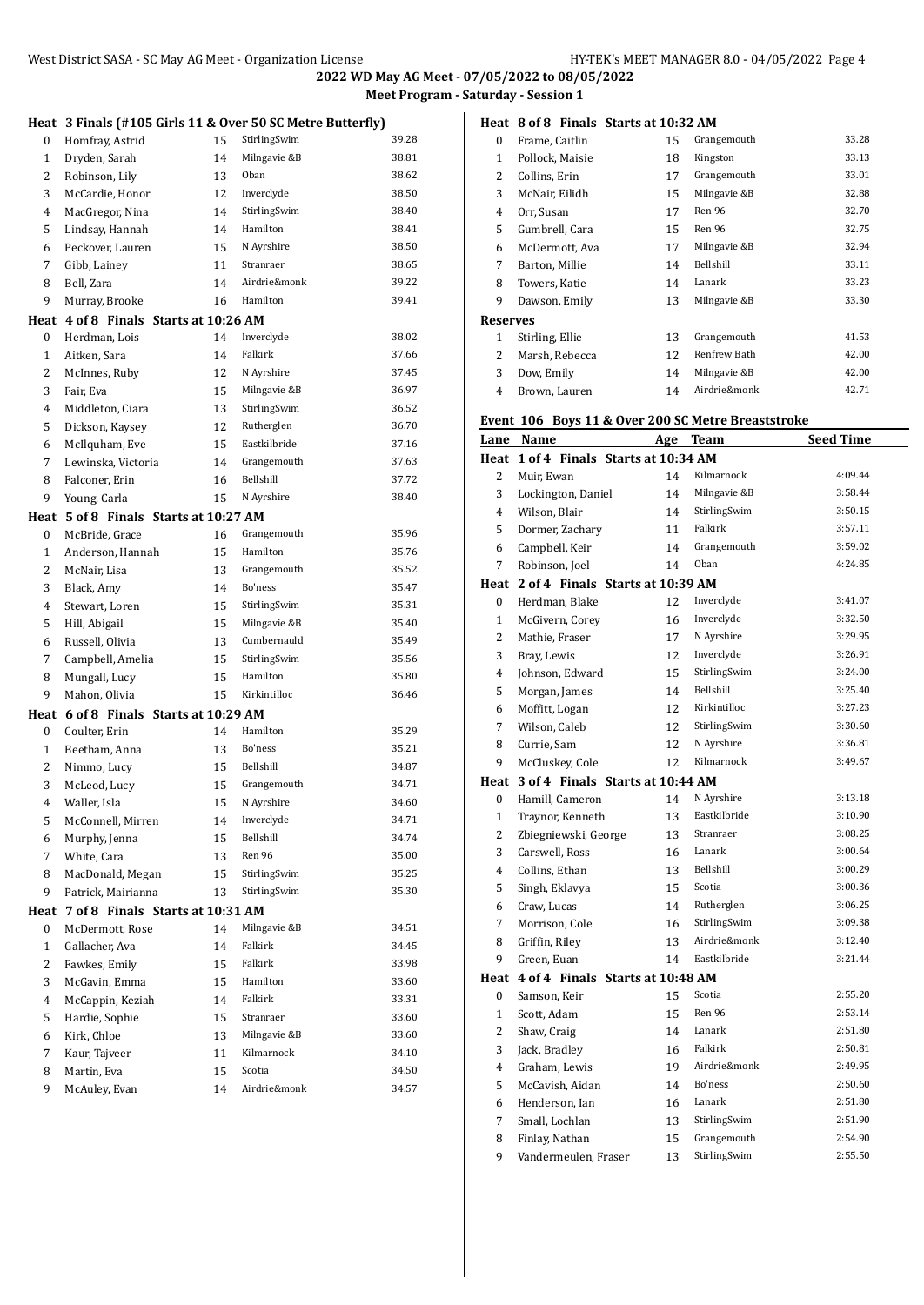**2022 WD May AG Meet - 07/05/2022 to 08/05/2022**

**Meet Program - Saturday - Session 1**

**Heat 3 Finals (#105 Girls 11 & Over 50 SC Metre Butterfly)**

| Lane | Name | Age | Team | Seed Time |
|---|---|---|---|---|
| 0 | Homfray, Astrid | 15 | StirlingSwim | 39.28 |
| 1 | Dryden, Sarah | 14 | Milngavie &B | 38.81 |
| 2 | Robinson, Lily | 13 | Oban | 38.62 |
| 3 | McCardie, Honor | 12 | Inverclyde | 38.50 |
| 4 | MacGregor, Nina | 14 | StirlingSwim | 38.40 |
| 5 | Lindsay, Hannah | 14 | Hamilton | 38.41 |
| 6 | Peckover, Lauren | 15 | N Ayrshire | 38.50 |
| 7 | Gibb, Lainey | 11 | Stranraer | 38.65 |
| 8 | Bell, Zara | 14 | Airdrie&monk | 39.22 |
| 9 | Murray, Brooke | 16 | Hamilton | 39.41 |

**Heat 4 of 8 Finals Starts at 10:26 AM**

| Lane | Name | Age | Team | Seed Time |
|---|---|---|---|---|
| 0 | Herdman, Lois | 14 | Inverclyde | 38.02 |
| 1 | Aitken, Sara | 14 | Falkirk | 37.66 |
| 2 | McInnes, Ruby | 12 | N Ayrshire | 37.45 |
| 3 | Fair, Eva | 15 | Milngavie &B | 36.97 |
| 4 | Middleton, Ciara | 13 | StirlingSwim | 36.52 |
| 5 | Dickson, Kaysey | 12 | Rutherglen | 36.70 |
| 6 | McIlquham, Eve | 15 | Eastkilbride | 37.16 |
| 7 | Lewinska, Victoria | 14 | Grangemouth | 37.63 |
| 8 | Falconer, Erin | 16 | Bellshill | 37.72 |
| 9 | Young, Carla | 15 | N Ayrshire | 38.40 |

**Heat 5 of 8 Finals Starts at 10:27 AM**

| Lane | Name | Age | Team | Seed Time |
|---|---|---|---|---|
| 0 | McBride, Grace | 16 | Grangemouth | 35.96 |
| 1 | Anderson, Hannah | 15 | Hamilton | 35.76 |
| 2 | McNair, Lisa | 13 | Grangemouth | 35.52 |
| 3 | Black, Amy | 14 | Bo'ness | 35.47 |
| 4 | Stewart, Loren | 15 | StirlingSwim | 35.31 |
| 5 | Hill, Abigail | 15 | Milngavie &B | 35.40 |
| 6 | Russell, Olivia | 13 | Cumbernauld | 35.49 |
| 7 | Campbell, Amelia | 15 | StirlingSwim | 35.56 |
| 8 | Mungall, Lucy | 15 | Hamilton | 35.80 |
| 9 | Mahon, Olivia | 15 | Kirkintilloc | 36.46 |

**Heat 6 of 8 Finals Starts at 10:29 AM**

| Lane | Name | Age | Team | Seed Time |
|---|---|---|---|---|
| 0 | Coulter, Erin | 14 | Hamilton | 35.29 |
| 1 | Beetham, Anna | 13 | Bo'ness | 35.21 |
| 2 | Nimmo, Lucy | 15 | Bellshill | 34.87 |
| 3 | McLeod, Lucy | 15 | Grangemouth | 34.71 |
| 4 | Waller, Isla | 15 | N Ayrshire | 34.60 |
| 5 | McConnell, Mirren | 14 | Inverclyde | 34.71 |
| 6 | Murphy, Jenna | 15 | Bellshill | 34.74 |
| 7 | White, Cara | 13 | Ren 96 | 35.00 |
| 8 | MacDonald, Megan | 15 | StirlingSwim | 35.25 |
| 9 | Patrick, Mairianna | 13 | StirlingSwim | 35.30 |

**Heat 7 of 8 Finals Starts at 10:31 AM**

| Lane | Name | Age | Team | Seed Time |
|---|---|---|---|---|
| 0 | McDermott, Rose | 14 | Milngavie &B | 34.51 |
| 1 | Gallacher, Ava | 14 | Falkirk | 34.45 |
| 2 | Fawkes, Emily | 15 | Falkirk | 33.98 |
| 3 | McGavin, Emma | 15 | Hamilton | 33.60 |
| 4 | McCappin, Keziah | 14 | Falkirk | 33.31 |
| 5 | Hardie, Sophie | 15 | Stranraer | 33.60 |
| 6 | Kirk, Chloe | 13 | Milngavie &B | 33.60 |
| 7 | Kaur, Tajveer | 11 | Kilmarnock | 34.10 |
| 8 | Martin, Eva | 15 | Scotia | 34.50 |
| 9 | McAuley, Evan | 14 | Airdrie&monk | 34.57 |

**Heat 8 of 8 Finals Starts at 10:32 AM**

| Lane | Name | Age | Team | Seed Time |
|---|---|---|---|---|
| 0 | Frame, Caitlin | 15 | Grangemouth | 33.28 |
| 1 | Pollock, Maisie | 18 | Kingston | 33.13 |
| 2 | Collins, Erin | 17 | Grangemouth | 33.01 |
| 3 | McNair, Eilidh | 15 | Milngavie &B | 32.88 |
| 4 | Orr, Susan | 17 | Ren 96 | 32.70 |
| 5 | Gumbrell, Cara | 15 | Ren 96 | 32.75 |
| 6 | McDermott, Ava | 17 | Milngavie &B | 32.94 |
| 7 | Barton, Millie | 14 | Bellshill | 33.11 |
| 8 | Towers, Katie | 14 | Lanark | 33.23 |
| 9 | Dawson, Emily | 13 | Milngavie &B | 33.30 |

**Reserves**

| | Name | Age | Team | Seed Time |
|---|---|---|---|---|
| 1 | Stirling, Ellie | 13 | Grangemouth | 41.53 |
| 2 | Marsh, Rebecca | 12 | Renfrew Bath | 42.00 |
| 3 | Dow, Emily | 14 | Milngavie &B | 42.00 |
| 4 | Brown, Lauren | 14 | Airdrie&monk | 42.71 |

## Event 106 Boys 11 & Over 200 SC Metre Breaststroke

**Heat 1 of 4 Finals Starts at 10:34 AM**

| Lane | Name | Age | Team | Seed Time |
|---|---|---|---|---|
| 2 | Muir, Ewan | 14 | Kilmarnock | 4:09.44 |
| 3 | Lockington, Daniel | 14 | Milngavie &B | 3:58.44 |
| 4 | Wilson, Blair | 14 | StirlingSwim | 3:50.15 |
| 5 | Dormer, Zachary | 11 | Falkirk | 3:57.11 |
| 6 | Campbell, Keir | 14 | Grangemouth | 3:59.02 |
| 7 | Robinson, Joel | 14 | Oban | 4:24.85 |

**Heat 2 of 4 Finals Starts at 10:39 AM**

| Lane | Name | Age | Team | Seed Time |
|---|---|---|---|---|
| 0 | Herdman, Blake | 12 | Inverclyde | 3:41.07 |
| 1 | McGivern, Corey | 16 | Inverclyde | 3:32.50 |
| 2 | Mathie, Fraser | 17 | N Ayrshire | 3:29.95 |
| 3 | Bray, Lewis | 12 | Inverclyde | 3:26.91 |
| 4 | Johnson, Edward | 15 | StirlingSwim | 3:24.00 |
| 5 | Morgan, James | 14 | Bellshill | 3:25.40 |
| 6 | Moffitt, Logan | 12 | Kirkintilloc | 3:27.23 |
| 7 | Wilson, Caleb | 12 | StirlingSwim | 3:30.60 |
| 8 | Currie, Sam | 12 | N Ayrshire | 3:36.81 |
| 9 | McCluskey, Cole | 12 | Kilmarnock | 3:49.67 |

**Heat 3 of 4 Finals Starts at 10:44 AM**

| Lane | Name | Age | Team | Seed Time |
|---|---|---|---|---|
| 0 | Hamill, Cameron | 14 | N Ayrshire | 3:13.18 |
| 1 | Traynor, Kenneth | 13 | Eastkilbride | 3:10.90 |
| 2 | Zbiegniewski, George | 13 | Stranraer | 3:08.25 |
| 3 | Carswell, Ross | 16 | Lanark | 3:00.64 |
| 4 | Collins, Ethan | 13 | Bellshill | 3:00.29 |
| 5 | Singh, Eklavya | 15 | Scotia | 3:00.36 |
| 6 | Craw, Lucas | 14 | Rutherglen | 3:06.25 |
| 7 | Morrison, Cole | 16 | StirlingSwim | 3:09.38 |
| 8 | Griffin, Riley | 13 | Airdrie&monk | 3:12.40 |
| 9 | Green, Euan | 14 | Eastkilbride | 3:21.44 |

**Heat 4 of 4 Finals Starts at 10:48 AM**

| Lane | Name | Age | Team | Seed Time |
|---|---|---|---|---|
| 0 | Samson, Keir | 15 | Scotia | 2:55.20 |
| 1 | Scott, Adam | 15 | Ren 96 | 2:53.14 |
| 2 | Shaw, Craig | 14 | Lanark | 2:51.80 |
| 3 | Jack, Bradley | 16 | Falkirk | 2:50.81 |
| 4 | Graham, Lewis | 19 | Airdrie&monk | 2:49.95 |
| 5 | McCavish, Aidan | 14 | Bo'ness | 2:50.60 |
| 6 | Henderson, Ian | 16 | Lanark | 2:51.80 |
| 7 | Small, Lochlan | 13 | StirlingSwim | 2:51.90 |
| 8 | Finlay, Nathan | 15 | Grangemouth | 2:54.90 |
| 9 | Vandermeulen, Fraser | 13 | StirlingSwim | 2:55.50 |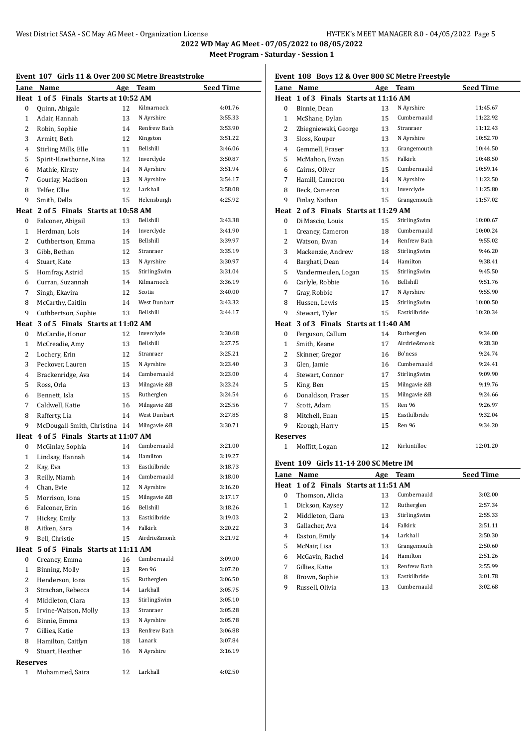## 2022 WD May AG Meet - 07/05/2022 to 08/05/2022

### Meet Program - Saturday - Session 1

#### Event 107 Girls 11 & Over 200 SC Metre Breaststroke

| Lane | Name | Age | Team | Seed Time |
|---|---|---|---|---|
| **Heat 1 of 5 Finals Starts at 10:52 AM** | | | | |
| 0 | Quinn, Abigale | 12 | Kilmarnock | 4:01.76 |
| 1 | Adair, Hannah | 13 | N Ayrshire | 3:55.33 |
| 2 | Robin, Sophie | 14 | Renfrew Bath | 3:53.90 |
| 3 | Armitt, Beth | 12 | Kingston | 3:51.22 |
| 4 | Stirling Mills, Elle | 11 | Bellshill | 3:46.06 |
| 5 | Spirit-Hawthorne, Nina | 12 | Inverclyde | 3:50.87 |
| 6 | Mathie, Kirsty | 14 | N Ayrshire | 3:51.94 |
| 7 | Gourlay, Madison | 13 | N Ayrshire | 3:54.17 |
| 8 | Telfer, Ellie | 12 | Larkhall | 3:58.08 |
| 9 | Smith, Della | 15 | Helensburgh | 4:25.92 |
| **Heat 2 of 5 Finals Starts at 10:58 AM** | | | | |
| 0 | Falconer, Abigail | 13 | Bellshill | 3:43.38 |
| 1 | Herdman, Lois | 14 | Inverclyde | 3:41.90 |
| 2 | Cuthbertson, Emma | 15 | Bellshill | 3:39.97 |
| 3 | Gibb, Bethan | 12 | Stranraer | 3:35.19 |
| 4 | Stuart, Kate | 13 | N Ayrshire | 3:30.97 |
| 5 | Homfray, Astrid | 15 | StirlingSwim | 3:31.04 |
| 6 | Curran, Suzannah | 14 | Kilmarnock | 3:36.19 |
| 7 | Singh, Ekavira | 12 | Scotia | 3:40.00 |
| 8 | McCarthy, Caitlin | 14 | West Dunbart | 3:43.32 |
| 9 | Cuthbertson, Sophie | 13 | Bellshill | 3:44.17 |
| **Heat 3 of 5 Finals Starts at 11:02 AM** | | | | |
| 0 | McCardie, Honor | 12 | Inverclyde | 3:30.68 |
| 1 | McCreadie, Amy | 13 | Bellshill | 3:27.75 |
| 2 | Lochery, Erin | 12 | Stranraer | 3:25.21 |
| 3 | Peckover, Lauren | 15 | N Ayrshire | 3:23.40 |
| 4 | Brackenridge, Ava | 14 | Cumbernauld | 3:23.00 |
| 5 | Ross, Orla | 13 | Milngavie &B | 3:23.24 |
| 6 | Bennett, Isla | 15 | Rutherglen | 3:24.54 |
| 7 | Caldwell, Katie | 16 | Milngavie &B | 3:25.56 |
| 8 | Rafferty, Lia | 14 | West Dunbart | 3:27.85 |
| 9 | McDougall-Smith, Christina | 14 | Milngavie &B | 3:30.71 |
| **Heat 4 of 5 Finals Starts at 11:07 AM** | | | | |
| 0 | McGinlay, Sophia | 14 | Cumbernauld | 3:21.00 |
| 1 | Lindsay, Hannah | 14 | Hamilton | 3:19.27 |
| 2 | Kay, Eva | 13 | Eastkilbride | 3:18.73 |
| 3 | Reilly, Niamh | 14 | Cumbernauld | 3:18.00 |
| 4 | Chan, Evie | 12 | N Ayrshire | 3:16.20 |
| 5 | Morrison, Iona | 15 | Milngavie &B | 3:17.17 |
| 6 | Falconer, Erin | 16 | Bellshill | 3:18.26 |
| 7 | Hickey, Emily | 13 | Eastkilbride | 3:19.03 |
| 8 | Aitken, Sara | 14 | Falkirk | 3:20.22 |
| 9 | Bell, Christie | 15 | Airdrie&monk | 3:21.92 |
| **Heat 5 of 5 Finals Starts at 11:11 AM** | | | | |
| 0 | Creaney, Emma | 16 | Cumbernauld | 3:09.00 |
| 1 | Binning, Molly | 13 | Ren 96 | 3:07.20 |
| 2 | Henderson, Iona | 15 | Rutherglen | 3:06.50 |
| 3 | Strachan, Rebecca | 14 | Larkhall | 3:05.75 |
| 4 | Middleton, Ciara | 13 | StirlingSwim | 3:05.10 |
| 5 | Irvine-Watson, Molly | 13 | Stranraer | 3:05.28 |
| 6 | Binnie, Emma | 13 | N Ayrshire | 3:05.78 |
| 7 | Gillies, Katie | 13 | Renfrew Bath | 3:06.88 |
| 8 | Hamilton, Caitlyn | 18 | Lanark | 3:07.84 |
| 9 | Stuart, Heather | 16 | N Ayrshire | 3:16.19 |
| **Reserves** | | | | |
| 1 | Mohammed, Saira | 12 | Larkhall | 4:02.50 |

#### Event 108 Boys 12 & Over 800 SC Metre Freestyle

| Lane | Name | Age | Team | Seed Time |
|---|---|---|---|---|
| **Heat 1 of 3 Finals Starts at 11:16 AM** | | | | |
| 0 | Binnie, Dean | 13 | N Ayrshire | 11:45.67 |
| 1 | McShane, Dylan | 15 | Cumbernauld | 11:22.92 |
| 2 | Zbiegniewski, George | 13 | Stranraer | 11:12.43 |
| 3 | Sloss, Kouper | 13 | N Ayrshire | 10:52.70 |
| 4 | Gemmell, Fraser | 13 | Grangemouth | 10:44.50 |
| 5 | McMahon, Ewan | 15 | Falkirk | 10:48.50 |
| 6 | Cairns, Oliver | 15 | Cumbernauld | 10:59.14 |
| 7 | Hamill, Cameron | 14 | N Ayrshire | 11:22.50 |
| 8 | Beck, Cameron | 13 | Inverclyde | 11:25.80 |
| 9 | Finlay, Nathan | 15 | Grangemouth | 11:57.02 |
| **Heat 2 of 3 Finals Starts at 11:29 AM** | | | | |
| 0 | Di Mascio, Louis | 15 | StirlingSwim | 10:00.67 |
| 1 | Creaney, Cameron | 18 | Cumbernauld | 10:00.24 |
| 2 | Watson, Ewan | 14 | Renfrew Bath | 9:55.02 |
| 3 | Mackenzie, Andrew | 18 | StirlingSwim | 9:46.20 |
| 4 | Barghati, Dean | 14 | Hamilton | 9:38.41 |
| 5 | Vandermeulen, Logan | 15 | StirlingSwim | 9:45.50 |
| 6 | Carlyle, Robbie | 16 | Bellshill | 9:51.76 |
| 7 | Gray, Robbie | 17 | N Ayrshire | 9:55.90 |
| 8 | Hussen, Lewis | 15 | StirlingSwim | 10:00.50 |
| 9 | Stewart, Tyler | 15 | Eastkilbride | 10:20.34 |
| **Heat 3 of 3 Finals Starts at 11:40 AM** | | | | |
| 0 | Ferguson, Callum | 14 | Rutherglen | 9:34.00 |
| 1 | Smith, Keane | 17 | Airdrie&monk | 9:28.30 |
| 2 | Skinner, Gregor | 16 | Bo'ness | 9:24.74 |
| 3 | Glen, Jamie | 16 | Cumbernauld | 9:24.41 |
| 4 | Stewart, Connor | 17 | StirlingSwim | 9:09.90 |
| 5 | King, Ben | 15 | Milngavie &B | 9:19.76 |
| 6 | Donaldson, Fraser | 15 | Milngavie &B | 9:24.66 |
| 7 | Scott, Adam | 15 | Ren 96 | 9:26.97 |
| 8 | Mitchell, Euan | 15 | Eastkilbride | 9:32.04 |
| 9 | Keough, Harry | 15 | Ren 96 | 9:34.20 |
| **Reserves** | | | | |
| 1 | Moffitt, Logan | 12 | Kirkintilloc | 12:01.20 |

#### Event 109 Girls 11-14 200 SC Metre IM

| Lane | Name | Age | Team | Seed Time |
|---|---|---|---|---|
| **Heat 1 of 2 Finals Starts at 11:51 AM** | | | | |
| 0 | Thomson, Alicia | 13 | Cumbernauld | 3:02.00 |
| 1 | Dickson, Kaysey | 12 | Rutherglen | 2:57.34 |
| 2 | Middleton, Ciara | 13 | StirlingSwim | 2:55.33 |
| 3 | Gallacher, Ava | 14 | Falkirk | 2:51.11 |
| 4 | Easton, Emily | 14 | Larkhall | 2:50.30 |
| 5 | McNair, Lisa | 13 | Grangemouth | 2:50.60 |
| 6 | McGavin, Rachel | 14 | Hamilton | 2:51.26 |
| 7 | Gillies, Katie | 13 | Renfrew Bath | 2:55.99 |
| 8 | Brown, Sophie | 13 | Eastkilbride | 3:01.78 |
| 9 | Russell, Olivia | 13 | Cumbernauld | 3:02.68 |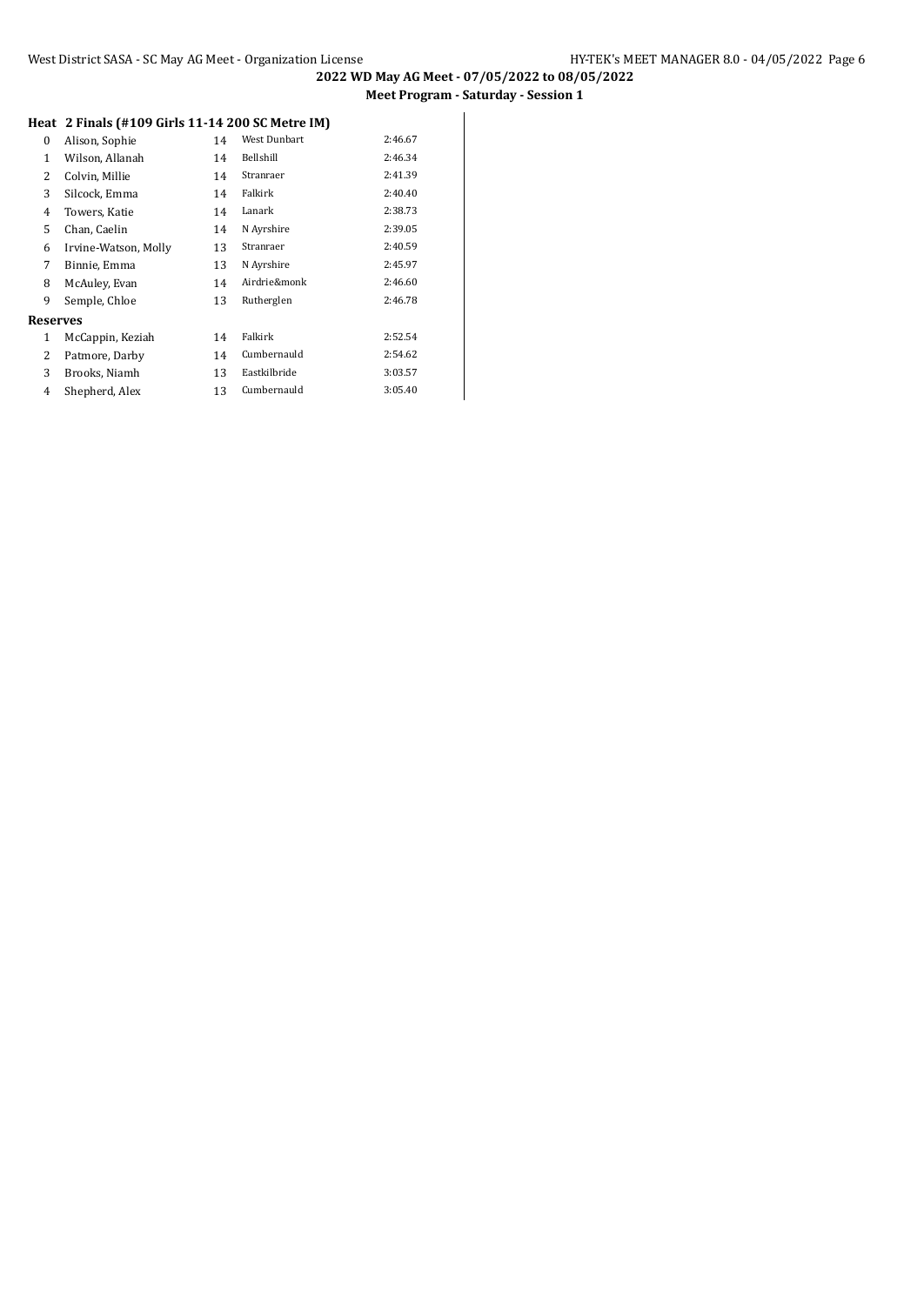## 2022 WD May AG Meet - 07/05/2022 to 08/05/2022

### Meet Program - Saturday - Session 1

**Heat 2 Finals (#109 Girls 11-14 200 SC Metre IM)**

| | | | | |
|---|---|---|---|---|
| 0 | Alison, Sophie | 14 | West Dunbart | 2:46.67 |
| 1 | Wilson, Allanah | 14 | Bellshill | 2:46.34 |
| 2 | Colvin, Millie | 14 | Stranraer | 2:41.39 |
| 3 | Silcock, Emma | 14 | Falkirk | 2:40.40 |
| 4 | Towers, Katie | 14 | Lanark | 2:38.73 |
| 5 | Chan, Caelin | 14 | N Ayrshire | 2:39.05 |
| 6 | Irvine-Watson, Molly | 13 | Stranraer | 2:40.59 |
| 7 | Binnie, Emma | 13 | N Ayrshire | 2:45.97 |
| 8 | McAuley, Evan | 14 | Airdrie&monk | 2:46.60 |
| 9 | Semple, Chloe | 13 | Rutherglen | 2:46.78 |

**Reserves**

| | | | | |
|---|---|---|---|---|
| 1 | McCappin, Keziah | 14 | Falkirk | 2:52.54 |
| 2 | Patmore, Darby | 14 | Cumbernauld | 2:54.62 |
| 3 | Brooks, Niamh | 13 | Eastkilbride | 3:03.57 |
| 4 | Shepherd, Alex | 13 | Cumbernauld | 3:05.40 |